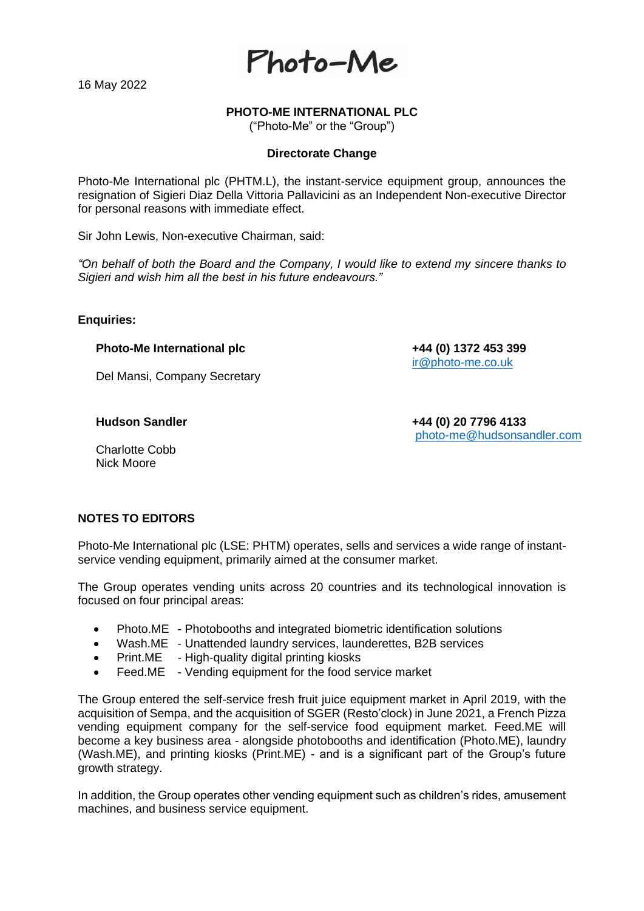Photo-Me

16 May 2022

**PHOTO-ME INTERNATIONAL PLC**
("Photo-Me" or the "Group")

**Directorate Change**

Photo-Me International plc (PHTM.L), the instant-service equipment group, announces the resignation of Sigieri Diaz Della Vittoria Pallavicini as an Independent Non-executive Director for personal reasons with immediate effect.

Sir John Lewis, Non-executive Chairman, said:

*"On behalf of both the Board and the Company, I would like to extend my sincere thanks to Sigieri and wish him all the best in his future endeavours."*

**Enquiries:**

**Photo-Me International plc** — **+44 (0) 1372 453 399**
ir@photo-me.co.uk

Del Mansi, Company Secretary

**Hudson Sandler** — **+44 (0) 20 7796 4133**
photo-me@hudsonsandler.com

Charlotte Cobb
Nick Moore

**NOTES TO EDITORS**

Photo-Me International plc (LSE: PHTM) operates, sells and services a wide range of instant-service vending equipment, primarily aimed at the consumer market.

The Group operates vending units across 20 countries and its technological innovation is focused on four principal areas:

- Photo.ME - Photobooths and integrated biometric identification solutions
- Wash.ME - Unattended laundry services, launderettes, B2B services
- Print.ME - High-quality digital printing kiosks
- Feed.ME - Vending equipment for the food service market

The Group entered the self-service fresh fruit juice equipment market in April 2019, with the acquisition of Sempa, and the acquisition of SGER (Resto'clock) in June 2021, a French Pizza vending equipment company for the self-service food equipment market. Feed.ME will become a key business area - alongside photobooths and identification (Photo.ME), laundry (Wash.ME), and printing kiosks (Print.ME) - and is a significant part of the Group's future growth strategy.

In addition, the Group operates other vending equipment such as children's rides, amusement machines, and business service equipment.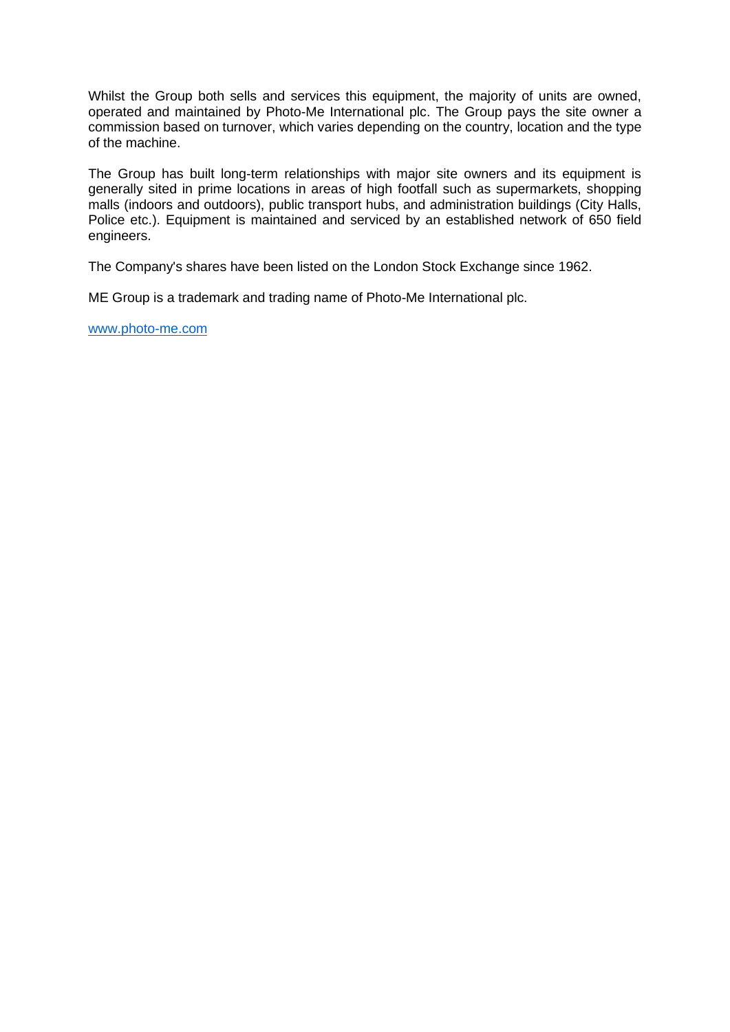Whilst the Group both sells and services this equipment, the majority of units are owned, operated and maintained by Photo-Me International plc. The Group pays the site owner a commission based on turnover, which varies depending on the country, location and the type of the machine.

The Group has built long-term relationships with major site owners and its equipment is generally sited in prime locations in areas of high footfall such as supermarkets, shopping malls (indoors and outdoors), public transport hubs, and administration buildings (City Halls, Police etc.). Equipment is maintained and serviced by an established network of 650 field engineers.

The Company's shares have been listed on the London Stock Exchange since 1962.

ME Group is a trademark and trading name of Photo-Me International plc.

[www.photo-me.com](http://www.photo-me.com)